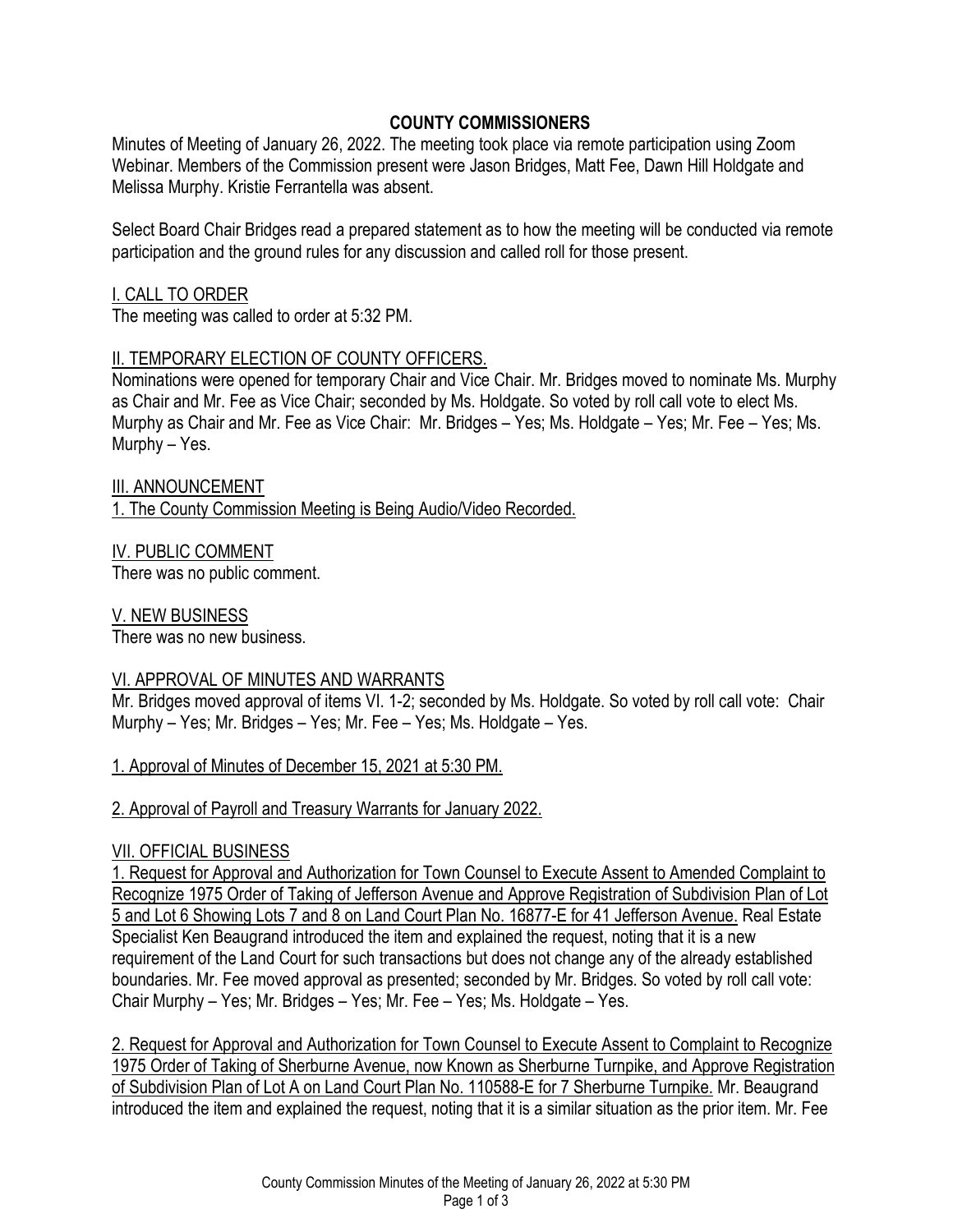# COUNTY COMMISSIONERS

Minutes of Meeting of January 26, 2022. The meeting took place via remote participation using Zoom Webinar. Members of the Commission present were Jason Bridges, Matt Fee, Dawn Hill Holdgate and Melissa Murphy. Kristie Ferrantella was absent.

Select Board Chair Bridges read a prepared statement as to how the meeting will be conducted via remote participation and the ground rules for any discussion and called roll for those present.

<u>I. CALL TO ORDER</u>

The meeting was called to order at 5:32 PM.

<u>II. TEMPORARY ELECTION OF COUNTY OFFICERS.</u>

Nominations were opened for temporary Chair and Vice Chair. Mr. Bridges moved to nominate Ms. Murphy as Chair and Mr. Fee as Vice Chair; seconded by Ms. Holdgate. So voted by roll call vote to elect Ms. Murphy as Chair and Mr. Fee as Vice Chair: Mr. Bridges – Yes; Ms. Holdgate – Yes; Mr. Fee – Yes; Ms. Murphy – Yes.

<u>III. ANNOUNCEMENT</u>

<u>1. The County Commission Meeting is Being Audio/Video Recorded.</u>

<u>IV. PUBLIC COMMENT</u>

There was no public comment.

<u>V. NEW BUSINESS</u>

There was no new business.

<u>VI. APPROVAL OF MINUTES AND WARRANTS</u>

Mr. Bridges moved approval of items VI. 1-2; seconded by Ms. Holdgate. So voted by roll call vote: Chair Murphy – Yes; Mr. Bridges – Yes; Mr. Fee – Yes; Ms. Holdgate – Yes.

<u>1. Approval of Minutes of December 15, 2021 at 5:30 PM.</u>

<u>2. Approval of Payroll and Treasury Warrants for January 2022.</u>

<u>VII. OFFICIAL BUSINESS</u>

<u>1. Request for Approval and Authorization for Town Counsel to Execute Assent to Amended Complaint to Recognize 1975 Order of Taking of Jefferson Avenue and Approve Registration of Subdivision Plan of Lot 5 and Lot 6 Showing Lots 7 and 8 on Land Court Plan No. 16877-E for 41 Jefferson Avenue.</u> Real Estate Specialist Ken Beaugrand introduced the item and explained the request, noting that it is a new requirement of the Land Court for such transactions but does not change any of the already established boundaries. Mr. Fee moved approval as presented; seconded by Mr. Bridges. So voted by roll call vote: Chair Murphy – Yes; Mr. Bridges – Yes; Mr. Fee – Yes; Ms. Holdgate – Yes.

<u>2. Request for Approval and Authorization for Town Counsel to Execute Assent to Complaint to Recognize 1975 Order of Taking of Sherburne Avenue, now Known as Sherburne Turnpike, and Approve Registration of Subdivision Plan of Lot A on Land Court Plan No. 110588-E for 7 Sherburne Turnpike.</u> Mr. Beaugrand introduced the item and explained the request, noting that it is a similar situation as the prior item. Mr. Fee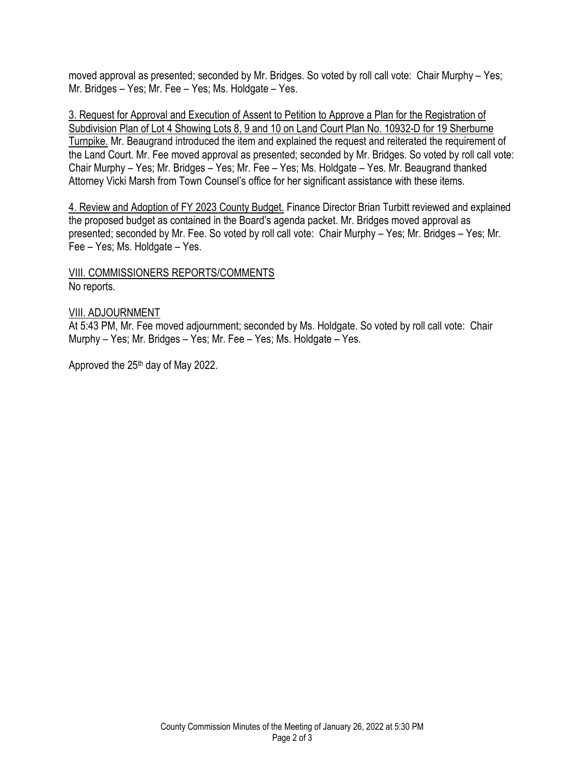moved approval as presented; seconded by Mr. Bridges. So voted by roll call vote: Chair Murphy – Yes; Mr. Bridges – Yes; Mr. Fee – Yes; Ms. Holdgate – Yes.

3. Request for Approval and Execution of Assent to Petition to Approve a Plan for the Registration of Subdivision Plan of Lot 4 Showing Lots 8, 9 and 10 on Land Court Plan No. 10932-D for 19 Sherburne Turnpike. Mr. Beaugrand introduced the item and explained the request and reiterated the requirement of the Land Court. Mr. Fee moved approval as presented; seconded by Mr. Bridges. So voted by roll call vote: Chair Murphy – Yes; Mr. Bridges – Yes; Mr. Fee – Yes; Ms. Holdgate – Yes. Mr. Beaugrand thanked Attorney Vicki Marsh from Town Counsel's office for her significant assistance with these items.

4. Review and Adoption of FY 2023 County Budget. Finance Director Brian Turbitt reviewed and explained the proposed budget as contained in the Board's agenda packet. Mr. Bridges moved approval as presented; seconded by Mr. Fee. So voted by roll call vote: Chair Murphy – Yes; Mr. Bridges – Yes; Mr. Fee – Yes; Ms. Holdgate – Yes.

VIII. COMMISSIONERS REPORTS/COMMENTS

No reports.

VIII. ADJOURNMENT

At 5:43 PM, Mr. Fee moved adjournment; seconded by Ms. Holdgate. So voted by roll call vote: Chair Murphy – Yes; Mr. Bridges – Yes; Mr. Fee – Yes; Ms. Holdgate – Yes.

Approved the 25th day of May 2022.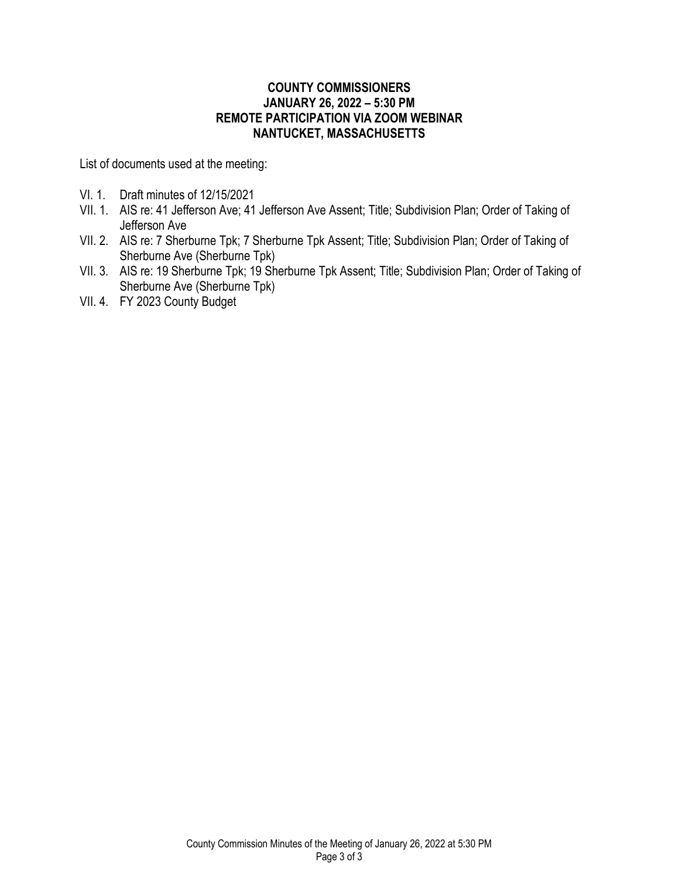**COUNTY COMMISSIONERS**
**JANUARY 26, 2022 – 5:30 PM**
**REMOTE PARTICIPATION VIA ZOOM WEBINAR**
**NANTUCKET, MASSACHUSETTS**

List of documents used at the meeting:

- VI. 1. Draft minutes of 12/15/2021
- VII. 1. AIS re: 41 Jefferson Ave; 41 Jefferson Ave Assent; Title; Subdivision Plan; Order of Taking of Jefferson Ave
- VII. 2. AIS re: 7 Sherburne Tpk; 7 Sherburne Tpk Assent; Title; Subdivision Plan; Order of Taking of Sherburne Ave (Sherburne Tpk)
- VII. 3. AIS re: 19 Sherburne Tpk; 19 Sherburne Tpk Assent; Title; Subdivision Plan; Order of Taking of Sherburne Ave (Sherburne Tpk)
- VII. 4. FY 2023 County Budget